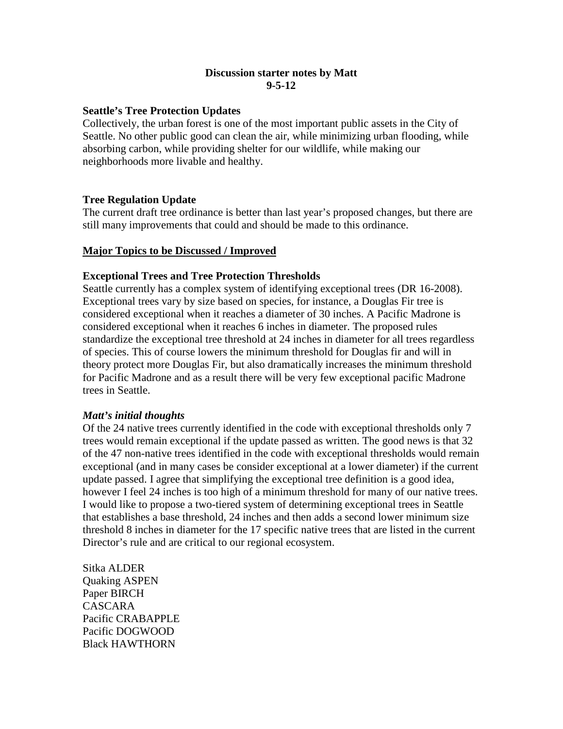**Discussion starter notes by Matt**
**9-5-12**

**Seattle's Tree Protection Updates**

Collectively, the urban forest is one of the most important public assets in the City of Seattle. No other public good can clean the air, while minimizing urban flooding, while absorbing carbon, while providing shelter for our wildlife, while making our neighborhoods more livable and healthy.

**Tree Regulation Update**

The current draft tree ordinance is better than last year's proposed changes, but there are still many improvements that could and should be made to this ordinance.

**<u>Major Topics to be Discussed / Improved</u>**

**Exceptional Trees and Tree Protection Thresholds**

Seattle currently has a complex system of identifying exceptional trees (DR 16-2008). Exceptional trees vary by size based on species, for instance, a Douglas Fir tree is considered exceptional when it reaches a diameter of 30 inches. A Pacific Madrone is considered exceptional when it reaches 6 inches in diameter. The proposed rules standardize the exceptional tree threshold at 24 inches in diameter for all trees regardless of species. This of course lowers the minimum threshold for Douglas fir and will in theory protect more Douglas Fir, but also dramatically increases the minimum threshold for Pacific Madrone and as a result there will be very few exceptional pacific Madrone trees in Seattle.

***Matt's initial thoughts***

Of the 24 native trees currently identified in the code with exceptional thresholds only 7 trees would remain exceptional if the update passed as written. The good news is that 32 of the 47 non-native trees identified in the code with exceptional thresholds would remain exceptional (and in many cases be consider exceptional at a lower diameter) if the current update passed. I agree that simplifying the exceptional tree definition is a good idea, however I feel 24 inches is too high of a minimum threshold for many of our native trees. I would like to propose a two-tiered system of determining exceptional trees in Seattle that establishes a base threshold, 24 inches and then adds a second lower minimum size threshold 8 inches in diameter for the 17 specific native trees that are listed in the current Director's rule and are critical to our regional ecosystem.

Sitka ALDER
Quaking ASPEN
Paper BIRCH
CASCARA
Pacific CRABAPPLE
Pacific DOGWOOD
Black HAWTHORN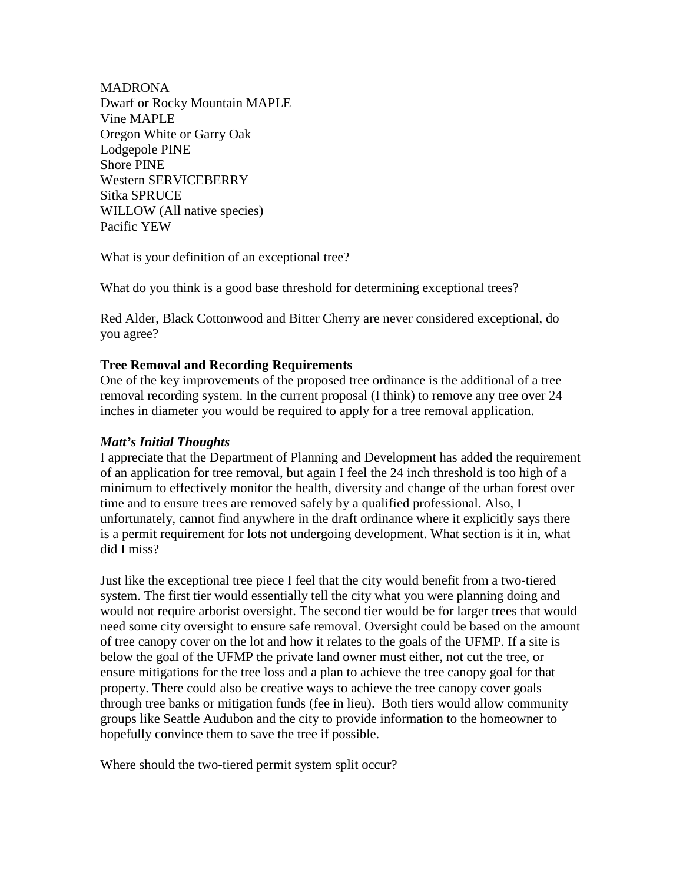MADRONA
Dwarf or Rocky Mountain MAPLE
Vine MAPLE
Oregon White or Garry Oak
Lodgepole PINE
Shore PINE
Western SERVICEBERRY
Sitka SPRUCE
WILLOW (All native species)
Pacific YEW

What is your definition of an exceptional tree?

What do you think is a good base threshold for determining exceptional trees?

Red Alder, Black Cottonwood and Bitter Cherry are never considered exceptional, do you agree?

**Tree Removal and Recording Requirements**
One of the key improvements of the proposed tree ordinance is the additional of a tree removal recording system. In the current proposal (I think) to remove any tree over 24 inches in diameter you would be required to apply for a tree removal application.

***Matt's Initial Thoughts***
I appreciate that the Department of Planning and Development has added the requirement of an application for tree removal, but again I feel the 24 inch threshold is too high of a minimum to effectively monitor the health, diversity and change of the urban forest over time and to ensure trees are removed safely by a qualified professional. Also, I unfortunately, cannot find anywhere in the draft ordinance where it explicitly says there is a permit requirement for lots not undergoing development. What section is it in, what did I miss?

Just like the exceptional tree piece I feel that the city would benefit from a two-tiered system. The first tier would essentially tell the city what you were planning doing and would not require arborist oversight. The second tier would be for larger trees that would need some city oversight to ensure safe removal. Oversight could be based on the amount of tree canopy cover on the lot and how it relates to the goals of the UFMP. If a site is below the goal of the UFMP the private land owner must either, not cut the tree, or ensure mitigations for the tree loss and a plan to achieve the tree canopy goal for that property. There could also be creative ways to achieve the tree canopy cover goals through tree banks or mitigation funds (fee in lieu). Both tiers would allow community groups like Seattle Audubon and the city to provide information to the homeowner to hopefully convince them to save the tree if possible.

Where should the two-tiered permit system split occur?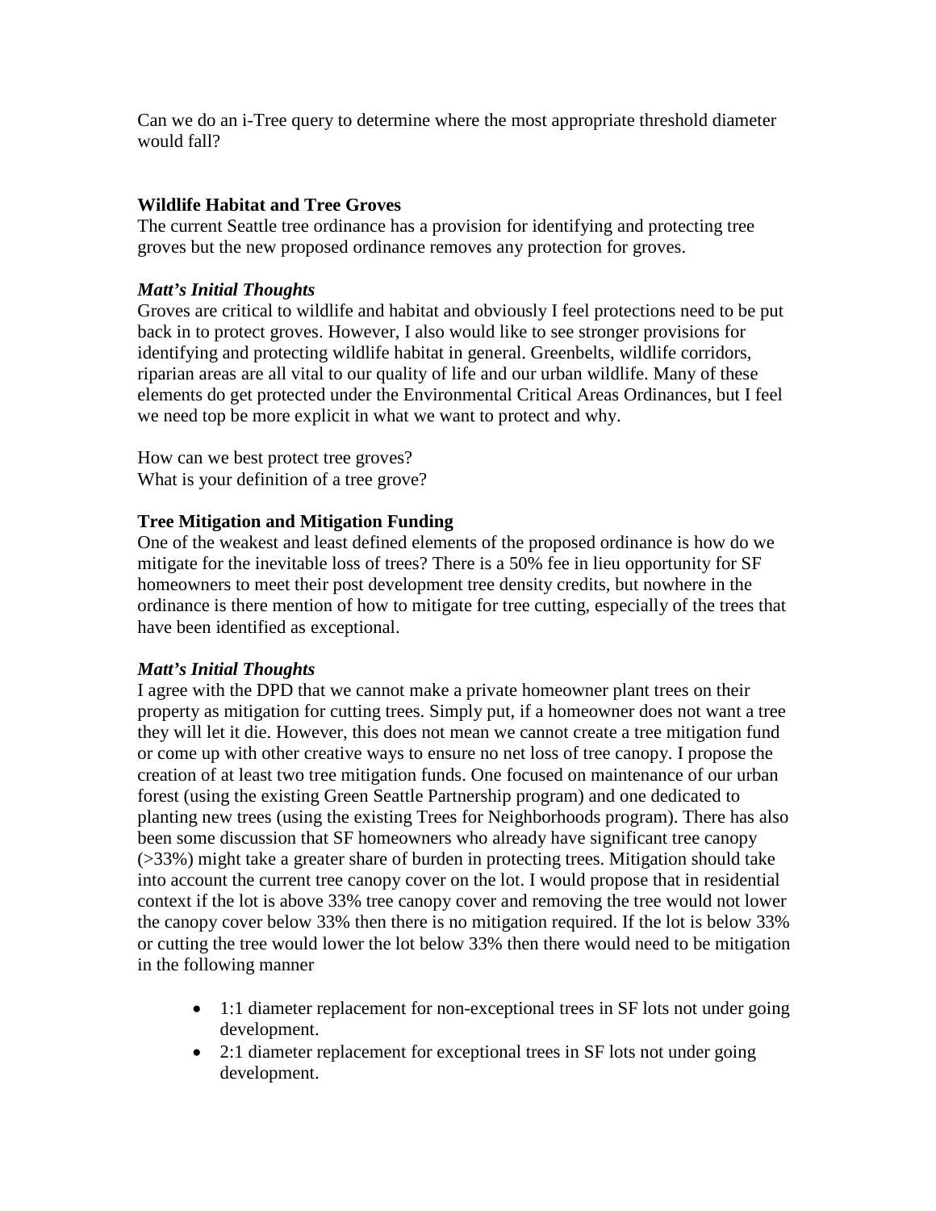Can we do an i-Tree query to determine where the most appropriate threshold diameter would fall?

**Wildlife Habitat and Tree Groves**

The current Seattle tree ordinance has a provision for identifying and protecting tree groves but the new proposed ordinance removes any protection for groves.

***Matt's Initial Thoughts***

Groves are critical to wildlife and habitat and obviously I feel protections need to be put back in to protect groves. However, I also would like to see stronger provisions for identifying and protecting wildlife habitat in general. Greenbelts, wildlife corridors, riparian areas are all vital to our quality of life and our urban wildlife. Many of these elements do get protected under the Environmental Critical Areas Ordinances, but I feel we need top be more explicit in what we want to protect and why.

How can we best protect tree groves?
What is your definition of a tree grove?

**Tree Mitigation and Mitigation Funding**

One of the weakest and least defined elements of the proposed ordinance is how do we mitigate for the inevitable loss of trees? There is a 50% fee in lieu opportunity for SF homeowners to meet their post development tree density credits, but nowhere in the ordinance is there mention of how to mitigate for tree cutting, especially of the trees that have been identified as exceptional.

***Matt's Initial Thoughts***

I agree with the DPD that we cannot make a private homeowner plant trees on their property as mitigation for cutting trees. Simply put, if a homeowner does not want a tree they will let it die. However, this does not mean we cannot create a tree mitigation fund or come up with other creative ways to ensure no net loss of tree canopy. I propose the creation of at least two tree mitigation funds. One focused on maintenance of our urban forest (using the existing Green Seattle Partnership program) and one dedicated to planting new trees (using the existing Trees for Neighborhoods program). There has also been some discussion that SF homeowners who already have significant tree canopy (>33%) might take a greater share of burden in protecting trees. Mitigation should take into account the current tree canopy cover on the lot. I would propose that in residential context if the lot is above 33% tree canopy cover and removing the tree would not lower the canopy cover below 33% then there is no mitigation required. If the lot is below 33% or cutting the tree would lower the lot below 33% then there would need to be mitigation in the following manner

- 1:1 diameter replacement for non-exceptional trees in SF lots not under going development.
- 2:1 diameter replacement for exceptional trees in SF lots not under going development.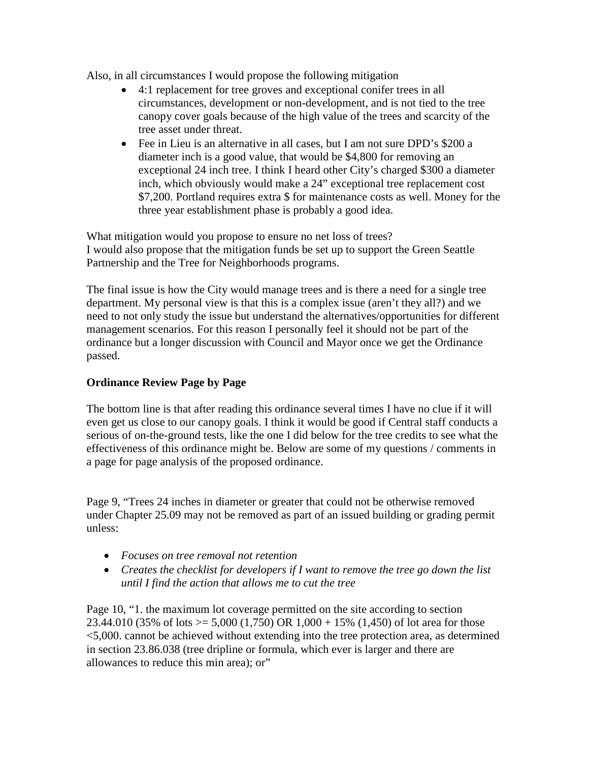Also, in all circumstances I would propose the following mitigation

- 4:1 replacement for tree groves and exceptional conifer trees in all circumstances, development or non-development, and is not tied to the tree canopy cover goals because of the high value of the trees and scarcity of the tree asset under threat.
- Fee in Lieu is an alternative in all cases, but I am not sure DPD's $200 a diameter inch is a good value, that would be $4,800 for removing an exceptional 24 inch tree. I think I heard other City's charged $300 a diameter inch, which obviously would make a 24" exceptional tree replacement cost $7,200. Portland requires extra $ for maintenance costs as well. Money for the three year establishment phase is probably a good idea.

What mitigation would you propose to ensure no net loss of trees?
I would also propose that the mitigation funds be set up to support the Green Seattle Partnership and the Tree for Neighborhoods programs.

The final issue is how the City would manage trees and is there a need for a single tree department. My personal view is that this is a complex issue (aren't they all?) and we need to not only study the issue but understand the alternatives/opportunities for different management scenarios. For this reason I personally feel it should not be part of the ordinance but a longer discussion with Council and Mayor once we get the Ordinance passed.

**Ordinance Review Page by Page**

The bottom line is that after reading this ordinance several times I have no clue if it will even get us close to our canopy goals. I think it would be good if Central staff conducts a serious of on-the-ground tests, like the one I did below for the tree credits to see what the effectiveness of this ordinance might be. Below are some of my questions / comments in a page for page analysis of the proposed ordinance.

Page 9, "Trees 24 inches in diameter or greater that could not be otherwise removed under Chapter 25.09 may not be removed as part of an issued building or grading permit unless:

- *Focuses on tree removal not retention*
- *Creates the checklist for developers if I want to remove the tree go down the list until I find the action that allows me to cut the tree*

Page 10, "1. the maximum lot coverage permitted on the site according to section 23.44.010 (35% of lots >= 5,000 (1,750) OR 1,000 + 15% (1,450) of lot area for those <5,000. cannot be achieved without extending into the tree protection area, as determined in section 23.86.038 (tree dripline or formula, which ever is larger and there are allowances to reduce this min area); or"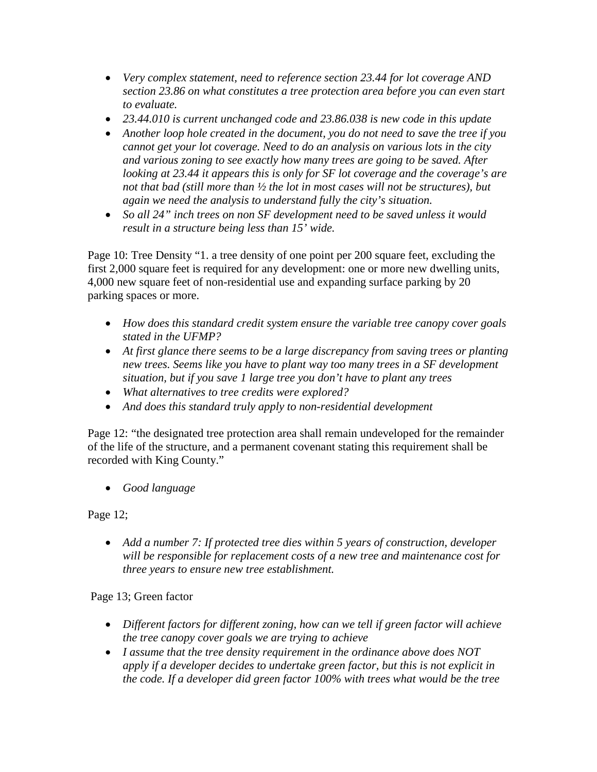- *Very complex statement, need to reference section 23.44 for lot coverage AND section 23.86 on what constitutes a tree protection area before you can even start to evaluate.*
- *23.44.010 is current unchanged code and 23.86.038 is new code in this update*
- *Another loop hole created in the document, you do not need to save the tree if you cannot get your lot coverage. Need to do an analysis on various lots in the city and various zoning to see exactly how many trees are going to be saved. After looking at 23.44 it appears this is only for SF lot coverage and the coverage's are not that bad (still more than ½ the lot in most cases will not be structures), but again we need the analysis to understand fully the city's situation.*
- *So all 24" inch trees on non SF development need to be saved unless it would result in a structure being less than 15' wide.*

Page 10: Tree Density "1. a tree density of one point per 200 square feet, excluding the first 2,000 square feet is required for any development: one or more new dwelling units, 4,000 new square feet of non-residential use and expanding surface parking by 20 parking spaces or more.

- *How does this standard credit system ensure the variable tree canopy cover goals stated in the UFMP?*
- *At first glance there seems to be a large discrepancy from saving trees or planting new trees. Seems like you have to plant way too many trees in a SF development situation, but if you save 1 large tree you don't have to plant any trees*
- *What alternatives to tree credits were explored?*
- *And does this standard truly apply to non-residential development*

Page 12: "the designated tree protection area shall remain undeveloped for the remainder of the life of the structure, and a permanent covenant stating this requirement shall be recorded with King County."

- *Good language*

Page 12;

- *Add a number 7: If protected tree dies within 5 years of construction, developer will be responsible for replacement costs of a new tree and maintenance cost for three years to ensure new tree establishment.*

Page 13; Green factor

- *Different factors for different zoning, how can we tell if green factor will achieve the tree canopy cover goals we are trying to achieve*
- *I assume that the tree density requirement in the ordinance above does NOT apply if a developer decides to undertake green factor, but this is not explicit in the code. If a developer did green factor 100% with trees what would be the tree*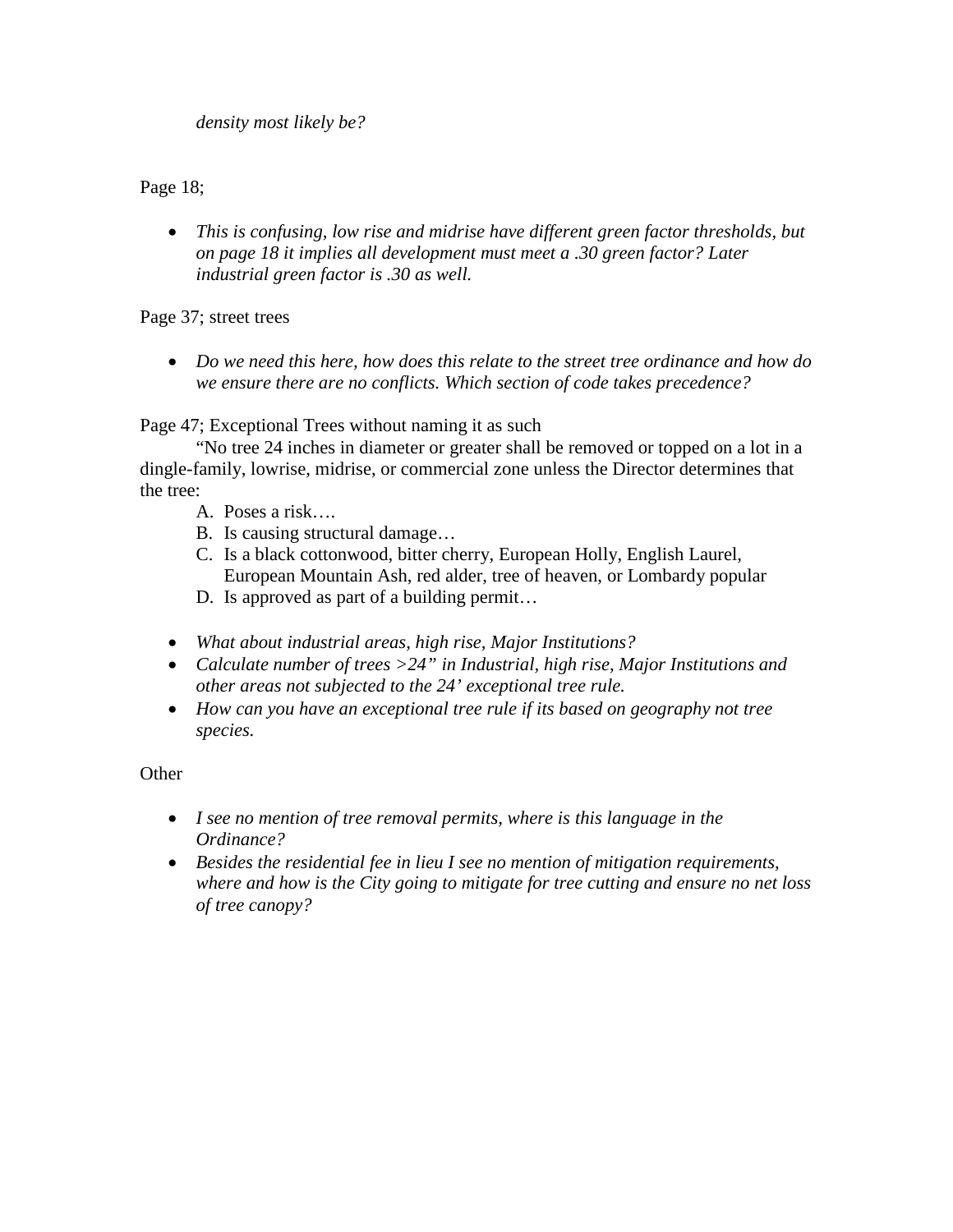*density most likely be?*

Page 18;

- *This is confusing, low rise and midrise have different green factor thresholds, but on page 18 it implies all development must meet a .30 green factor? Later industrial green factor is .30 as well.*

Page 37; street trees

- *Do we need this here, how does this relate to the street tree ordinance and how do we ensure there are no conflicts. Which section of code takes precedence?*

Page 47; Exceptional Trees without naming it as such

"No tree 24 inches in diameter or greater shall be removed or topped on a lot in a dingle-family, lowrise, midrise, or commercial zone unless the Director determines that the tree:

A. Poses a risk….
B. Is causing structural damage…
C. Is a black cottonwood, bitter cherry, European Holly, English Laurel, European Mountain Ash, red alder, tree of heaven, or Lombardy popular
D. Is approved as part of a building permit…

- *What about industrial areas, high rise, Major Institutions?*
- *Calculate number of trees >24" in Industrial, high rise, Major Institutions and other areas not subjected to the 24' exceptional tree rule.*
- *How can you have an exceptional tree rule if its based on geography not tree species.*

Other

- *I see no mention of tree removal permits, where is this language in the Ordinance?*
- *Besides the residential fee in lieu I see no mention of mitigation requirements, where and how is the City going to mitigate for tree cutting and ensure no net loss of tree canopy?*